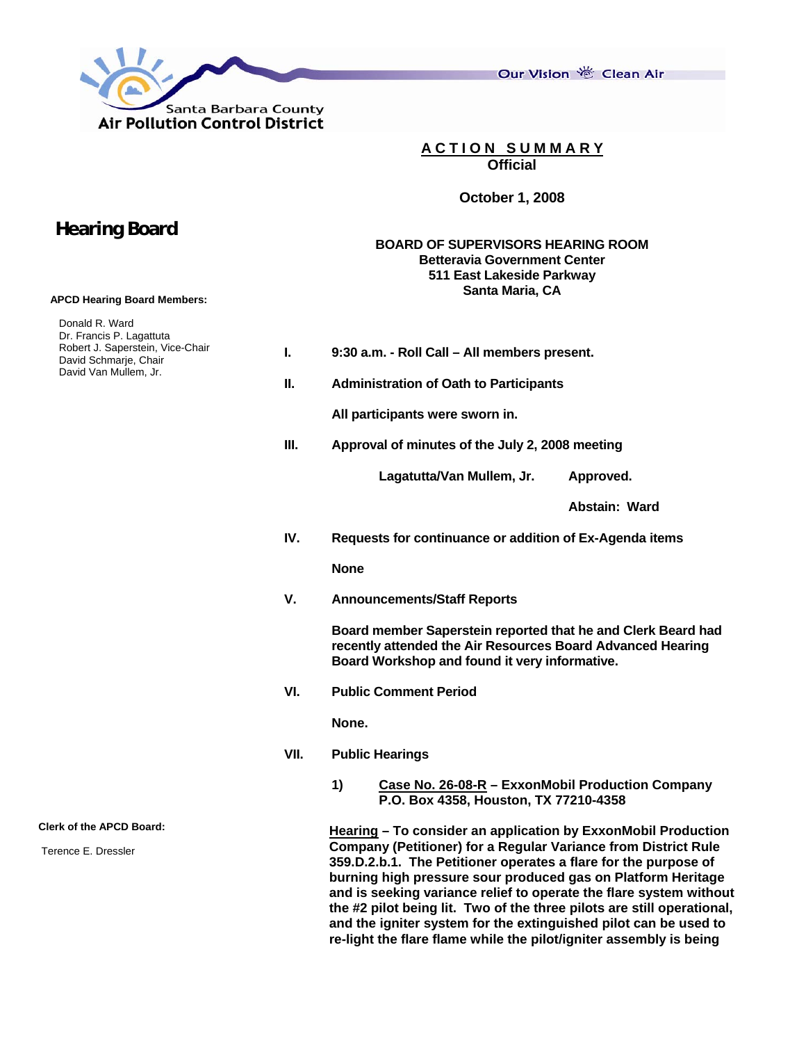Santa Barbara County
**Air Pollution Control District**

Our Vision ✻ Clean Air

**ACTION SUMMARY**
**Official**

**October 1, 2008**

# Hearing Board

**BOARD OF SUPERVISORS HEARING ROOM**
**Betteravia Government Center**
**511 East Lakeside Parkway**
**Santa Maria, CA**

**APCD Hearing Board Members:**

Donald R. Ward
Dr. Francis P. Lagattuta
Robert J. Saperstein, Vice-Chair
David Schmarje, Chair
David Van Mullem, Jr.

**Clerk of the APCD Board:**

Terence E. Dressler

**I. 9:30 a.m. - Roll Call – All members present.**

**II. Administration of Oath to Participants**

**All participants were sworn in.**

**III. Approval of minutes of the July 2, 2008 meeting**

**Lagatutta/Van Mullem, Jr. Approved.**

**Abstain: Ward**

**IV. Requests for continuance or addition of Ex-Agenda items**

**None**

**V. Announcements/Staff Reports**

**Board member Saperstein reported that he and Clerk Beard had recently attended the Air Resources Board Advanced Hearing Board Workshop and found it very informative.**

**VI. Public Comment Period**

**None.**

**VII. Public Hearings**

**1) Case No. 26-08-R – ExxonMobil Production Company P.O. Box 4358, Houston, TX 77210-4358**

**Hearing – To consider an application by ExxonMobil Production Company (Petitioner) for a Regular Variance from District Rule 359.D.2.b.1. The Petitioner operates a flare for the purpose of burning high pressure sour produced gas on Platform Heritage and is seeking variance relief to operate the flare system without the #2 pilot being lit. Two of the three pilots are still operational, and the igniter system for the extinguished pilot can be used to re-light the flare flame while the pilot/igniter assembly is being**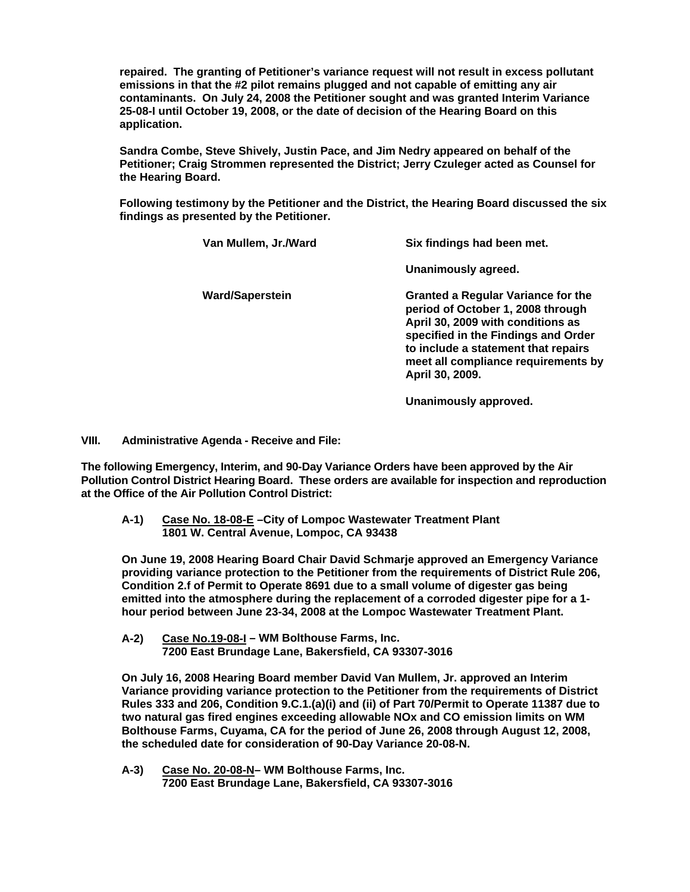**repaired. The granting of Petitioner's variance request will not result in excess pollutant emissions in that the #2 pilot remains plugged and not capable of emitting any air contaminants. On July 24, 2008 the Petitioner sought and was granted Interim Variance 25-08-I until October 19, 2008, or the date of decision of the Hearing Board on this application.**

**Sandra Combe, Steve Shively, Justin Pace, and Jim Nedry appeared on behalf of the Petitioner; Craig Strommen represented the District; Jerry Czuleger acted as Counsel for the Hearing Board.**

**Following testimony by the Petitioner and the District, the Hearing Board discussed the six findings as presented by the Petitioner.**

| | |
|---|---|
| **Van Mullem, Jr./Ward** | **Six findings had been met.** |
| | **Unanimously agreed.** |
| **Ward/Saperstein** | **Granted a Regular Variance for the period of October 1, 2008 through April 30, 2009 with conditions as specified in the Findings and Order to include a statement that repairs meet all compliance requirements by April 30, 2009.** |
| | **Unanimously approved.** |

## VIII. Administrative Agenda - Receive and File:

**The following Emergency, Interim, and 90-Day Variance Orders have been approved by the Air Pollution Control District Hearing Board. These orders are available for inspection and reproduction at the Office of the Air Pollution Control District:**

**A-1) <u>Case No. 18-08-E</u> –City of Lompoc Wastewater Treatment Plant**
**1801 W. Central Avenue, Lompoc, CA 93438**

**On June 19, 2008 Hearing Board Chair David Schmarje approved an Emergency Variance providing variance protection to the Petitioner from the requirements of District Rule 206, Condition 2.f of Permit to Operate 8691 due to a small volume of digester gas being emitted into the atmosphere during the replacement of a corroded digester pipe for a 1-hour period between June 23-34, 2008 at the Lompoc Wastewater Treatment Plant.**

**A-2) <u>Case No.19-08-I</u> – WM Bolthouse Farms, Inc.**
**7200 East Brundage Lane, Bakersfield, CA 93307-3016**

**On July 16, 2008 Hearing Board member David Van Mullem, Jr. approved an Interim Variance providing variance protection to the Petitioner from the requirements of District Rules 333 and 206, Condition 9.C.1.(a)(i) and (ii) of Part 70/Permit to Operate 11387 due to two natural gas fired engines exceeding allowable NOx and CO emission limits on WM Bolthouse Farms, Cuyama, CA for the period of June 26, 2008 through August 12, 2008, the scheduled date for consideration of 90-Day Variance 20-08-N.**

**A-3) <u>Case No. 20-08-N</u>– WM Bolthouse Farms, Inc.**
**7200 East Brundage Lane, Bakersfield, CA 93307-3016**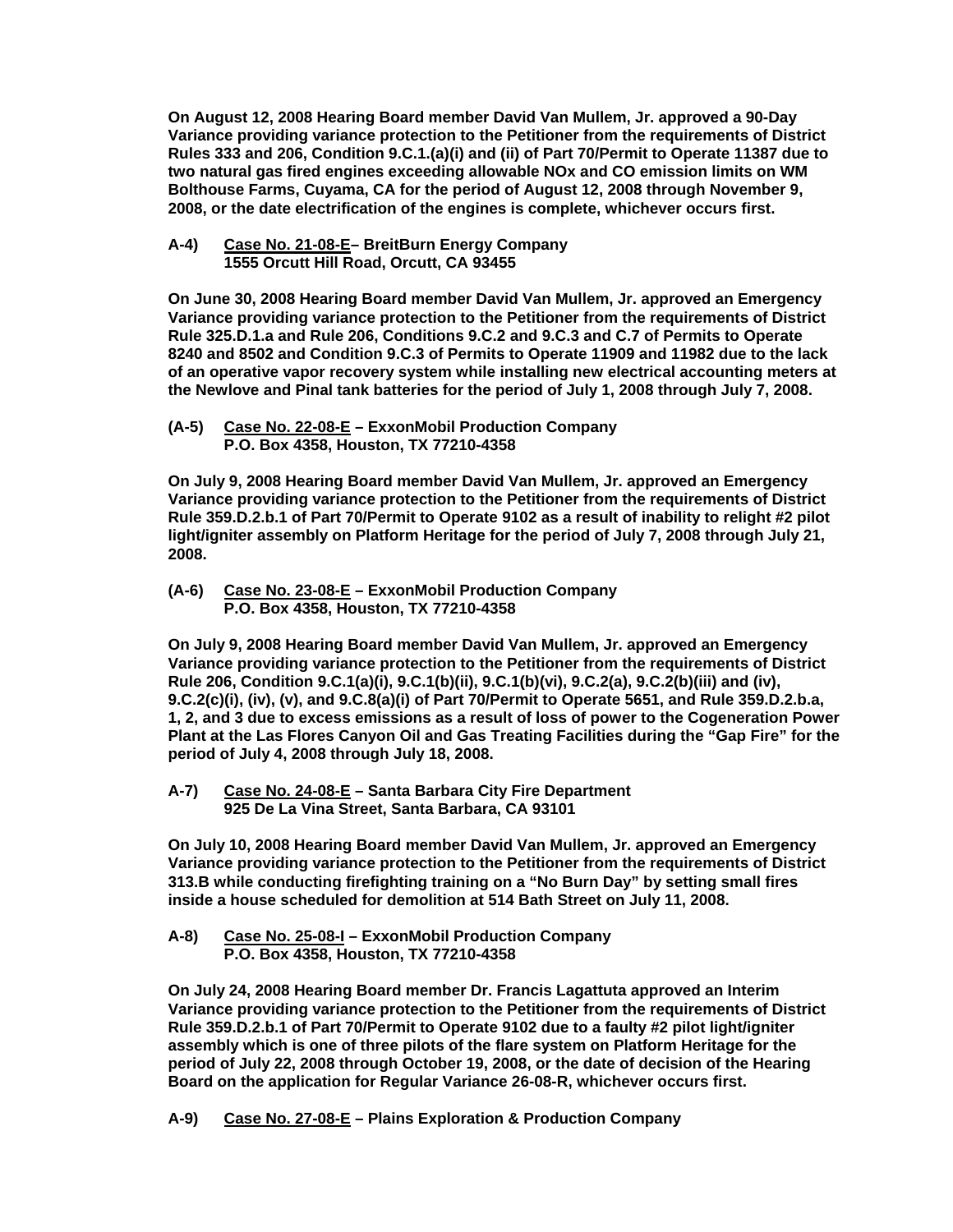**On August 12, 2008 Hearing Board member David Van Mullem, Jr. approved a 90-Day Variance providing variance protection to the Petitioner from the requirements of District Rules 333 and 206, Condition 9.C.1.(a)(i) and (ii) of Part 70/Permit to Operate 11387 due to two natural gas fired engines exceeding allowable NOx and CO emission limits on WM Bolthouse Farms, Cuyama, CA for the period of August 12, 2008 through November 9, 2008, or the date electrification of the engines is complete, whichever occurs first.**

**A-4) Case No. 21-08-E– BreitBurn Energy Company**
**1555 Orcutt Hill Road, Orcutt, CA 93455**

**On June 30, 2008 Hearing Board member David Van Mullem, Jr. approved an Emergency Variance providing variance protection to the Petitioner from the requirements of District Rule 325.D.1.a and Rule 206, Conditions 9.C.2 and 9.C.3 and C.7 of Permits to Operate 8240 and 8502 and Condition 9.C.3 of Permits to Operate 11909 and 11982 due to the lack of an operative vapor recovery system while installing new electrical accounting meters at the Newlove and Pinal tank batteries for the period of July 1, 2008 through July 7, 2008.**

**(A-5) Case No. 22-08-E – ExxonMobil Production Company**
**P.O. Box 4358, Houston, TX 77210-4358**

**On July 9, 2008 Hearing Board member David Van Mullem, Jr. approved an Emergency Variance providing variance protection to the Petitioner from the requirements of District Rule 359.D.2.b.1 of Part 70/Permit to Operate 9102 as a result of inability to relight #2 pilot light/igniter assembly on Platform Heritage for the period of July 7, 2008 through July 21, 2008.**

**(A-6) Case No. 23-08-E – ExxonMobil Production Company**
**P.O. Box 4358, Houston, TX 77210-4358**

**On July 9, 2008 Hearing Board member David Van Mullem, Jr. approved an Emergency Variance providing variance protection to the Petitioner from the requirements of District Rule 206, Condition 9.C.1(a)(i), 9.C.1(b)(ii), 9.C.1(b)(vi), 9.C.2(a), 9.C.2(b)(iii) and (iv), 9.C.2(c)(i), (iv), (v), and 9.C.8(a)(i) of Part 70/Permit to Operate 5651, and Rule 359.D.2.b.a, 1, 2, and 3 due to excess emissions as a result of loss of power to the Cogeneration Power Plant at the Las Flores Canyon Oil and Gas Treating Facilities during the "Gap Fire" for the period of July 4, 2008 through July 18, 2008.**

**A-7) Case No. 24-08-E – Santa Barbara City Fire Department**
**925 De La Vina Street, Santa Barbara, CA 93101**

**On July 10, 2008 Hearing Board member David Van Mullem, Jr. approved an Emergency Variance providing variance protection to the Petitioner from the requirements of District 313.B while conducting firefighting training on a "No Burn Day" by setting small fires inside a house scheduled for demolition at 514 Bath Street on July 11, 2008.**

**A-8) Case No. 25-08-I – ExxonMobil Production Company**
**P.O. Box 4358, Houston, TX 77210-4358**

**On July 24, 2008 Hearing Board member Dr. Francis Lagattuta approved an Interim Variance providing variance protection to the Petitioner from the requirements of District Rule 359.D.2.b.1 of Part 70/Permit to Operate 9102 due to a faulty #2 pilot light/igniter assembly which is one of three pilots of the flare system on Platform Heritage for the period of July 22, 2008 through October 19, 2008, or the date of decision of the Hearing Board on the application for Regular Variance 26-08-R, whichever occurs first.**

**A-9) Case No. 27-08-E – Plains Exploration & Production Company**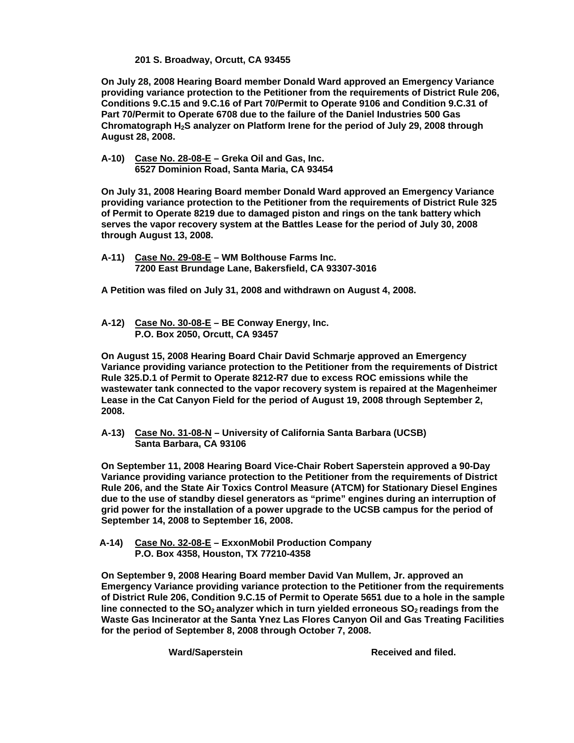**201 S. Broadway, Orcutt, CA 93455**

**On July 28, 2008 Hearing Board member Donald Ward approved an Emergency Variance providing variance protection to the Petitioner from the requirements of District Rule 206, Conditions 9.C.15 and 9.C.16 of Part 70/Permit to Operate 9106 and Condition 9.C.31 of Part 70/Permit to Operate 6708 due to the failure of the Daniel Industries 500 Gas Chromatograph $H_2S$ analyzer on Platform Irene for the period of July 29, 2008 through August 28, 2008.**

**A-10) Case No. 28-08-E – Greka Oil and Gas, Inc.**
**6527 Dominion Road, Santa Maria, CA 93454**

**On July 31, 2008 Hearing Board member Donald Ward approved an Emergency Variance providing variance protection to the Petitioner from the requirements of District Rule 325 of Permit to Operate 8219 due to damaged piston and rings on the tank battery which serves the vapor recovery system at the Battles Lease for the period of July 30, 2008 through August 13, 2008.**

**A-11) Case No. 29-08-E – WM Bolthouse Farms Inc.**
**7200 East Brundage Lane, Bakersfield, CA 93307-3016**

**A Petition was filed on July 31, 2008 and withdrawn on August 4, 2008.**

**A-12) Case No. 30-08-E – BE Conway Energy, Inc.**
**P.O. Box 2050, Orcutt, CA 93457**

**On August 15, 2008 Hearing Board Chair David Schmarje approved an Emergency Variance providing variance protection to the Petitioner from the requirements of District Rule 325.D.1 of Permit to Operate 8212-R7 due to excess ROC emissions while the wastewater tank connected to the vapor recovery system is repaired at the Magenheimer Lease in the Cat Canyon Field for the period of August 19, 2008 through September 2, 2008.**

**A-13) Case No. 31-08-N – University of California Santa Barbara (UCSB)**
**Santa Barbara, CA 93106**

**On September 11, 2008 Hearing Board Vice-Chair Robert Saperstein approved a 90-Day Variance providing variance protection to the Petitioner from the requirements of District Rule 206, and the State Air Toxics Control Measure (ATCM) for Stationary Diesel Engines due to the use of standby diesel generators as "prime" engines during an interruption of grid power for the installation of a power upgrade to the UCSB campus for the period of September 14, 2008 to September 16, 2008.**

**A-14) Case No. 32-08-E – ExxonMobil Production Company**
**P.O. Box 4358, Houston, TX 77210-4358**

**On September 9, 2008 Hearing Board member David Van Mullem, Jr. approved an Emergency Variance providing variance protection to the Petitioner from the requirements of District Rule 206, Condition 9.C.15 of Permit to Operate 5651 due to a hole in the sample line connected to the $SO_2$ analyzer which in turn yielded erroneous $SO_2$ readings from the Waste Gas Incinerator at the Santa Ynez Las Flores Canyon Oil and Gas Treating Facilities for the period of September 8, 2008 through October 7, 2008.**

**Ward/Saperstein** **Received and filed.**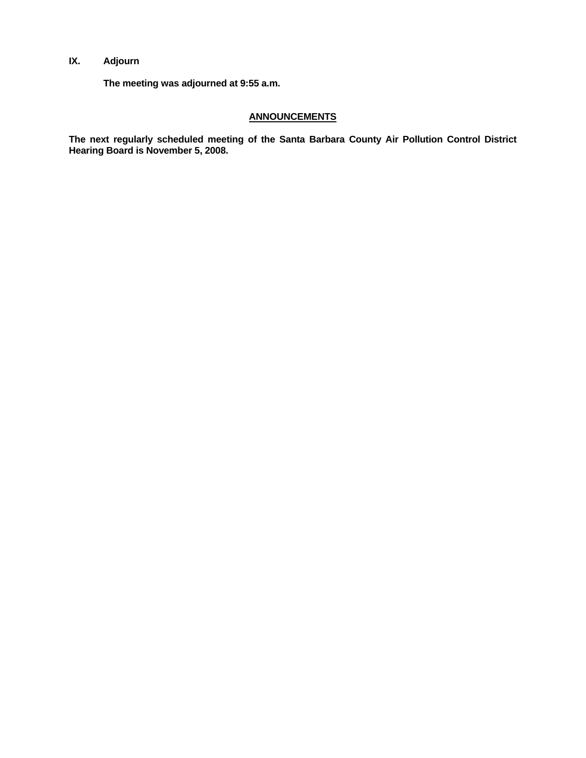**IX. Adjourn**

**The meeting was adjourned at 9:55 a.m.**

## ANNOUNCEMENTS

**The next regularly scheduled meeting of the Santa Barbara County Air Pollution Control District Hearing Board is November 5, 2008.**